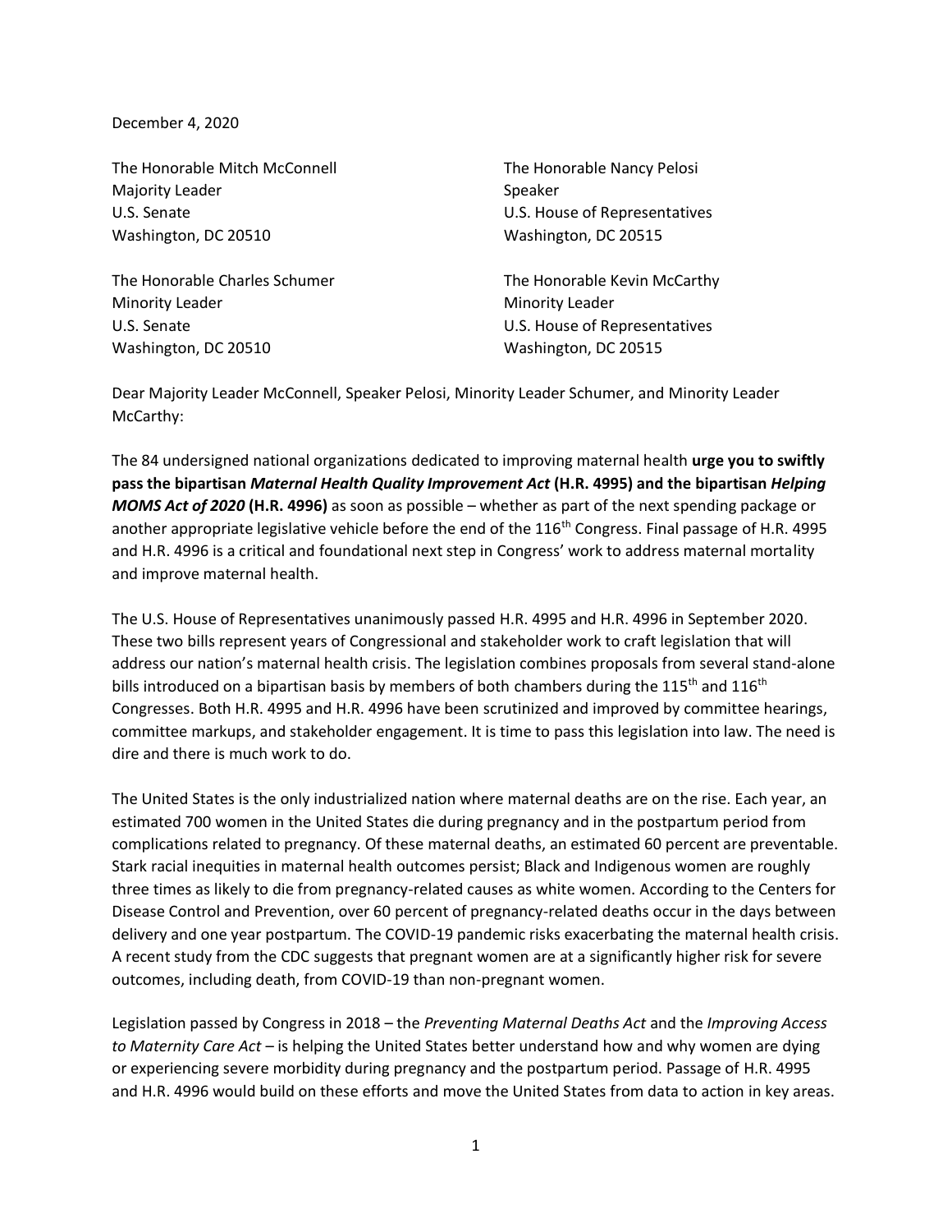December 4, 2020

The Honorable Mitch McConnell
Majority Leader
U.S. Senate
Washington, DC 20510

The Honorable Nancy Pelosi
Speaker
U.S. House of Representatives
Washington, DC 20515

The Honorable Charles Schumer
Minority Leader
U.S. Senate
Washington, DC 20510

The Honorable Kevin McCarthy
Minority Leader
U.S. House of Representatives
Washington, DC 20515

Dear Majority Leader McConnell, Speaker Pelosi, Minority Leader Schumer, and Minority Leader McCarthy:

The 84 undersigned national organizations dedicated to improving maternal health **urge you to swiftly pass the bipartisan *Maternal Health Quality Improvement Act* (H.R. 4995) and the bipartisan *Helping MOMS Act of 2020* (H.R. 4996)** as soon as possible – whether as part of the next spending package or another appropriate legislative vehicle before the end of the 116th Congress. Final passage of H.R. 4995 and H.R. 4996 is a critical and foundational next step in Congress' work to address maternal mortality and improve maternal health.

The U.S. House of Representatives unanimously passed H.R. 4995 and H.R. 4996 in September 2020. These two bills represent years of Congressional and stakeholder work to craft legislation that will address our nation's maternal health crisis. The legislation combines proposals from several stand-alone bills introduced on a bipartisan basis by members of both chambers during the 115th and 116th Congresses. Both H.R. 4995 and H.R. 4996 have been scrutinized and improved by committee hearings, committee markups, and stakeholder engagement. It is time to pass this legislation into law. The need is dire and there is much work to do.

The United States is the only industrialized nation where maternal deaths are on the rise. Each year, an estimated 700 women in the United States die during pregnancy and in the postpartum period from complications related to pregnancy. Of these maternal deaths, an estimated 60 percent are preventable. Stark racial inequities in maternal health outcomes persist; Black and Indigenous women are roughly three times as likely to die from pregnancy-related causes as white women. According to the Centers for Disease Control and Prevention, over 60 percent of pregnancy-related deaths occur in the days between delivery and one year postpartum. The COVID-19 pandemic risks exacerbating the maternal health crisis. A recent study from the CDC suggests that pregnant women are at a significantly higher risk for severe outcomes, including death, from COVID-19 than non-pregnant women.

Legislation passed by Congress in 2018 – the *Preventing Maternal Deaths Act* and the *Improving Access to Maternity Care Act* – is helping the United States better understand how and why women are dying or experiencing severe morbidity during pregnancy and the postpartum period. Passage of H.R. 4995 and H.R. 4996 would build on these efforts and move the United States from data to action in key areas.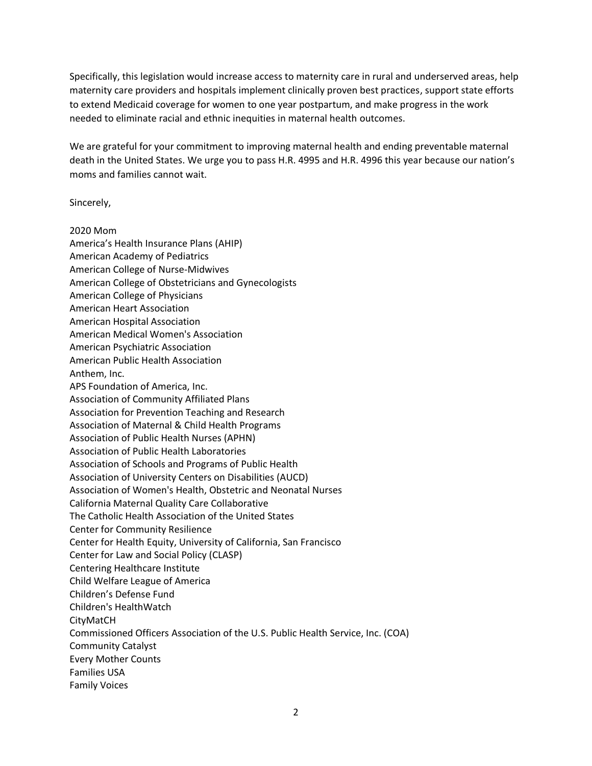Specifically, this legislation would increase access to maternity care in rural and underserved areas, help maternity care providers and hospitals implement clinically proven best practices, support state efforts to extend Medicaid coverage for women to one year postpartum, and make progress in the work needed to eliminate racial and ethnic inequities in maternal health outcomes.

We are grateful for your commitment to improving maternal health and ending preventable maternal death in the United States. We urge you to pass H.R. 4995 and H.R. 4996 this year because our nation's moms and families cannot wait.

Sincerely,

2020 Mom
America's Health Insurance Plans (AHIP)
American Academy of Pediatrics
American College of Nurse-Midwives
American College of Obstetricians and Gynecologists
American College of Physicians
American Heart Association
American Hospital Association
American Medical Women's Association
American Psychiatric Association
American Public Health Association
Anthem, Inc.
APS Foundation of America, Inc.
Association of Community Affiliated Plans
Association for Prevention Teaching and Research
Association of Maternal & Child Health Programs
Association of Public Health Nurses (APHN)
Association of Public Health Laboratories
Association of Schools and Programs of Public Health
Association of University Centers on Disabilities (AUCD)
Association of Women's Health, Obstetric and Neonatal Nurses
California Maternal Quality Care Collaborative
The Catholic Health Association of the United States
Center for Community Resilience
Center for Health Equity, University of California, San Francisco
Center for Law and Social Policy (CLASP)
Centering Healthcare Institute
Child Welfare League of America
Children's Defense Fund
Children's HealthWatch
CityMatCH
Commissioned Officers Association of the U.S. Public Health Service, Inc. (COA)
Community Catalyst
Every Mother Counts
Families USA
Family Voices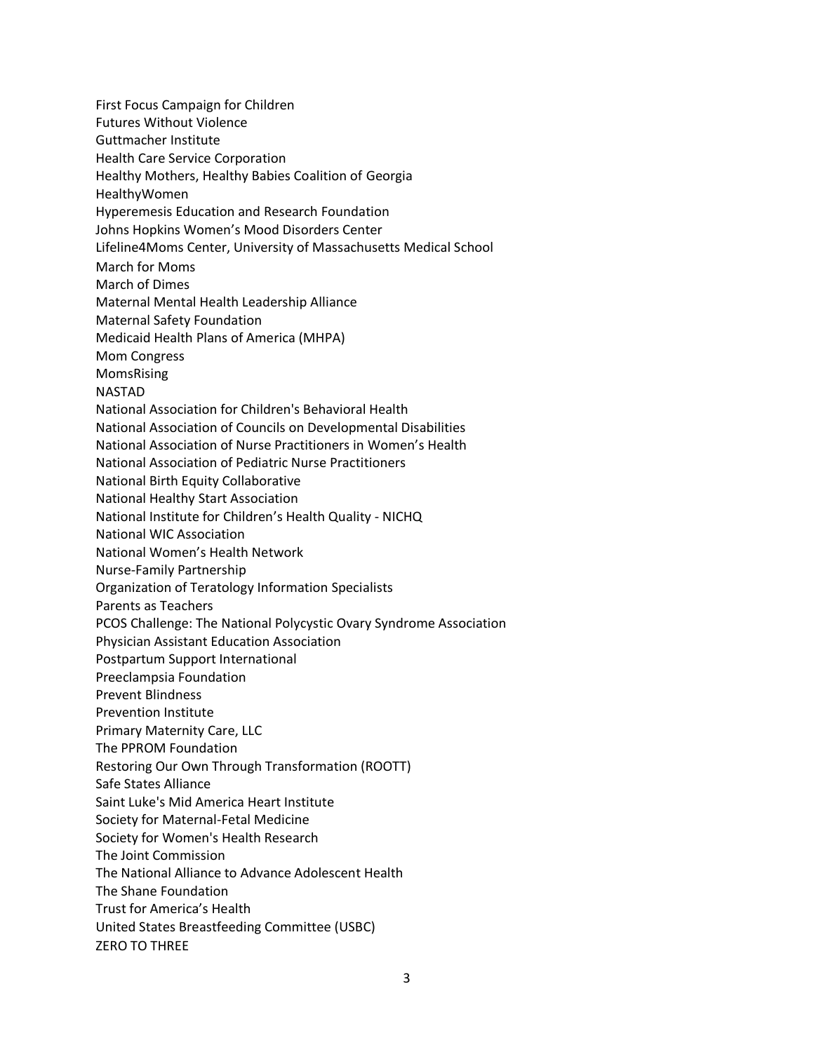First Focus Campaign for Children
Futures Without Violence
Guttmacher Institute
Health Care Service Corporation
Healthy Mothers, Healthy Babies Coalition of Georgia
HealthyWomen
Hyperemesis Education and Research Foundation
Johns Hopkins Women's Mood Disorders Center
Lifeline4Moms Center, University of Massachusetts Medical School
March for Moms
March of Dimes
Maternal Mental Health Leadership Alliance
Maternal Safety Foundation
Medicaid Health Plans of America (MHPA)
Mom Congress
MomsRising
NASTAD
National Association for Children's Behavioral Health
National Association of Councils on Developmental Disabilities
National Association of Nurse Practitioners in Women's Health
National Association of Pediatric Nurse Practitioners
National Birth Equity Collaborative
National Healthy Start Association
National Institute for Children's Health Quality - NICHQ
National WIC Association
National Women's Health Network
Nurse-Family Partnership
Organization of Teratology Information Specialists
Parents as Teachers
PCOS Challenge: The National Polycystic Ovary Syndrome Association
Physician Assistant Education Association
Postpartum Support International
Preeclampsia Foundation
Prevent Blindness
Prevention Institute
Primary Maternity Care, LLC
The PPROM Foundation
Restoring Our Own Through Transformation (ROOTT)
Safe States Alliance
Saint Luke's Mid America Heart Institute
Society for Maternal-Fetal Medicine
Society for Women's Health Research
The Joint Commission
The National Alliance to Advance Adolescent Health
The Shane Foundation
Trust for America's Health
United States Breastfeeding Committee (USBC)
ZERO TO THREE